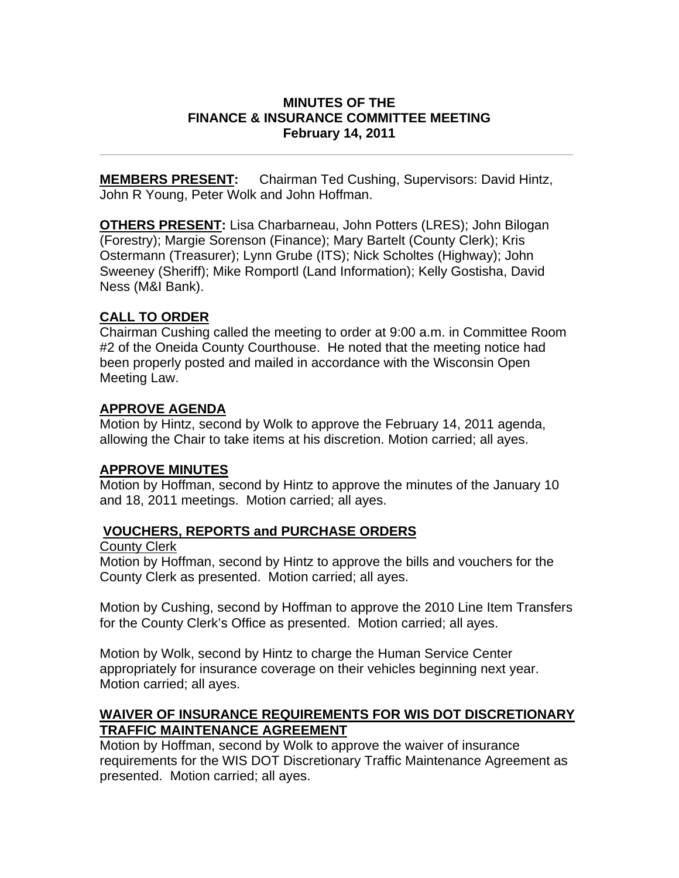# MINUTES OF THE FINANCE & INSURANCE COMMITTEE MEETING
## February 14, 2011

---

**MEMBERS PRESENT:** Chairman Ted Cushing, Supervisors: David Hintz, John R Young, Peter Wolk and John Hoffman.

**OTHERS PRESENT:** Lisa Charbarneau, John Potters (LRES); John Bilogan (Forestry); Margie Sorenson (Finance); Mary Bartelt (County Clerk); Kris Ostermann (Treasurer); Lynn Grube (ITS); Nick Scholtes (Highway); John Sweeney (Sheriff); Mike Romportl (Land Information); Kelly Gostisha, David Ness (M&I Bank).

### CALL TO ORDER

Chairman Cushing called the meeting to order at 9:00 a.m. in Committee Room #2 of the Oneida County Courthouse. He noted that the meeting notice had been properly posted and mailed in accordance with the Wisconsin Open Meeting Law.

### APPROVE AGENDA

Motion by Hintz, second by Wolk to approve the February 14, 2011 agenda, allowing the Chair to take items at his discretion. Motion carried; all ayes.

### APPROVE MINUTES

Motion by Hoffman, second by Hintz to approve the minutes of the January 10 and 18, 2011 meetings. Motion carried; all ayes.

### VOUCHERS, REPORTS and PURCHASE ORDERS

County Clerk

Motion by Hoffman, second by Hintz to approve the bills and vouchers for the County Clerk as presented. Motion carried; all ayes.

Motion by Cushing, second by Hoffman to approve the 2010 Line Item Transfers for the County Clerk's Office as presented. Motion carried; all ayes.

Motion by Wolk, second by Hintz to charge the Human Service Center appropriately for insurance coverage on their vehicles beginning next year. Motion carried; all ayes.

### WAIVER OF INSURANCE REQUIREMENTS FOR WIS DOT DISCRETIONARY TRAFFIC MAINTENANCE AGREEMENT

Motion by Hoffman, second by Wolk to approve the waiver of insurance requirements for the WIS DOT Discretionary Traffic Maintenance Agreement as presented. Motion carried; all ayes.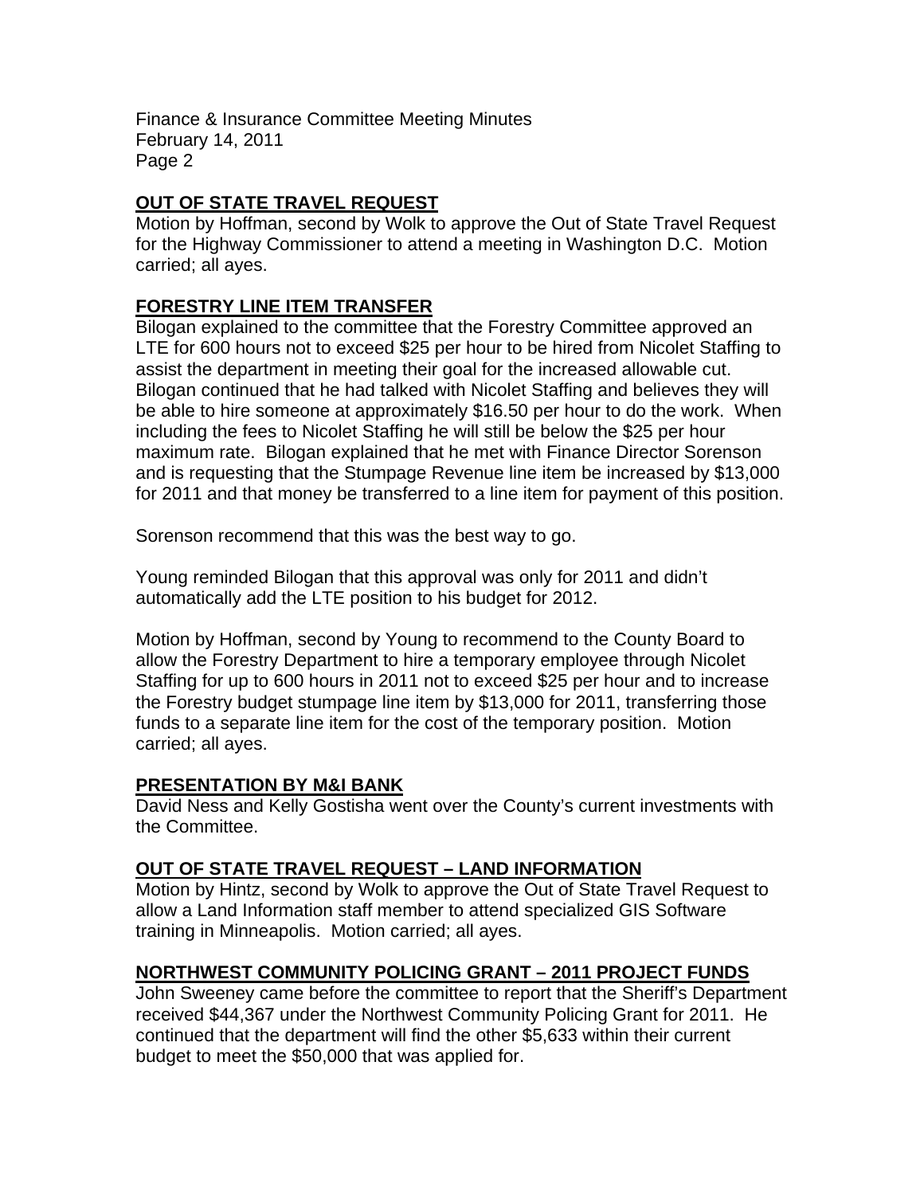## OUT OF STATE TRAVEL REQUEST

Motion by Hoffman, second by Wolk to approve the Out of State Travel Request for the Highway Commissioner to attend a meeting in Washington D.C. Motion carried; all ayes.

## FORESTRY LINE ITEM TRANSFER

Bilogan explained to the committee that the Forestry Committee approved an LTE for 600 hours not to exceed $25 per hour to be hired from Nicolet Staffing to assist the department in meeting their goal for the increased allowable cut. Bilogan continued that he had talked with Nicolet Staffing and believes they will be able to hire someone at approximately $16.50 per hour to do the work. When including the fees to Nicolet Staffing he will still be below the $25 per hour maximum rate. Bilogan explained that he met with Finance Director Sorenson and is requesting that the Stumpage Revenue line item be increased by $13,000 for 2011 and that money be transferred to a line item for payment of this position.

Sorenson recommend that this was the best way to go.

Young reminded Bilogan that this approval was only for 2011 and didn't automatically add the LTE position to his budget for 2012.

Motion by Hoffman, second by Young to recommend to the County Board to allow the Forestry Department to hire a temporary employee through Nicolet Staffing for up to 600 hours in 2011 not to exceed $25 per hour and to increase the Forestry budget stumpage line item by $13,000 for 2011, transferring those funds to a separate line item for the cost of the temporary position. Motion carried; all ayes.

## PRESENTATION BY M&I BANK

David Ness and Kelly Gostisha went over the County's current investments with the Committee.

## OUT OF STATE TRAVEL REQUEST – LAND INFORMATION

Motion by Hintz, second by Wolk to approve the Out of State Travel Request to allow a Land Information staff member to attend specialized GIS Software training in Minneapolis. Motion carried; all ayes.

## NORTHWEST COMMUNITY POLICING GRANT – 2011 PROJECT FUNDS

John Sweeney came before the committee to report that the Sheriff's Department received $44,367 under the Northwest Community Policing Grant for 2011. He continued that the department will find the other $5,633 within their current budget to meet the $50,000 that was applied for.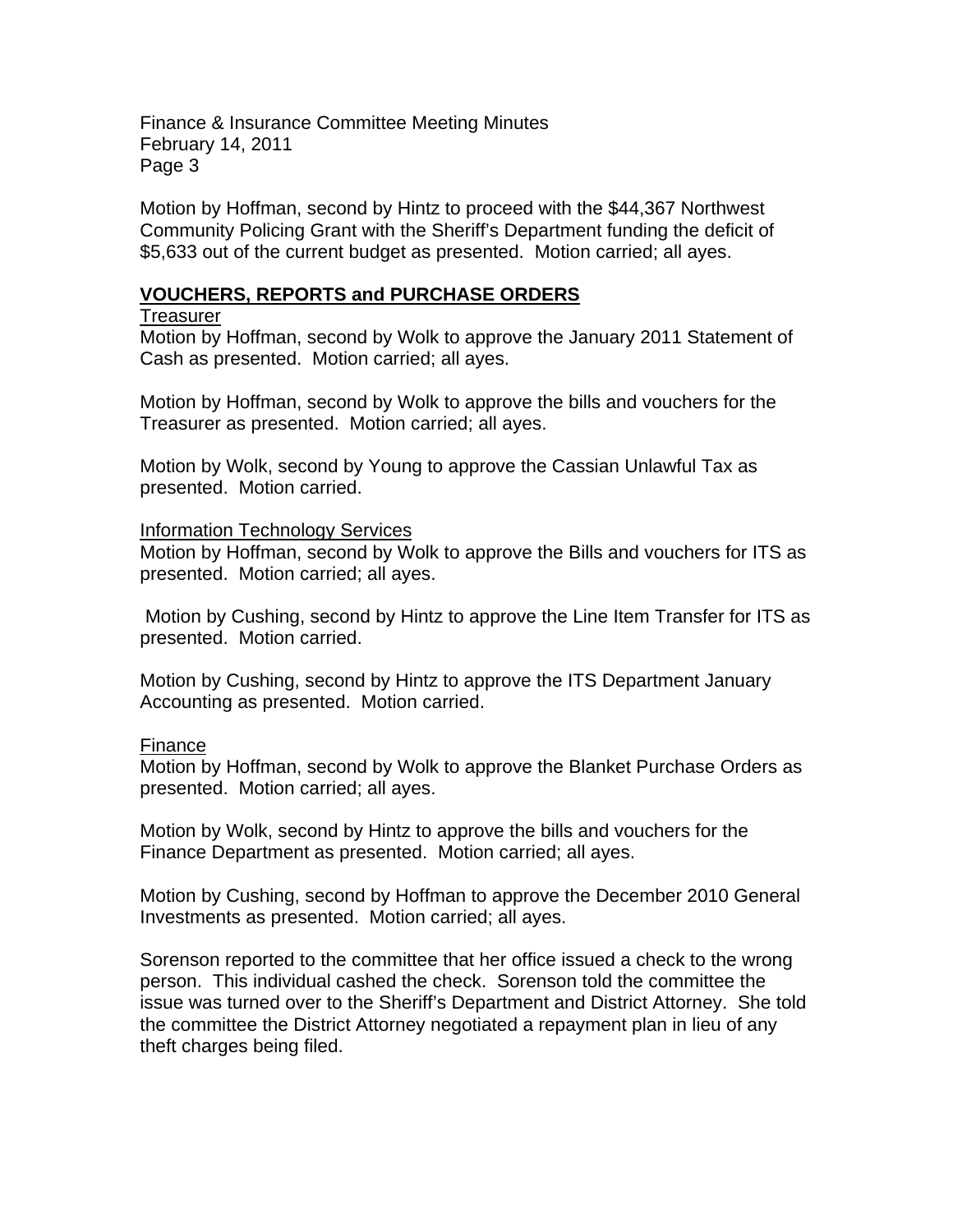Motion by Hoffman, second by Hintz to proceed with the $44,367 Northwest Community Policing Grant with the Sheriff's Department funding the deficit of $5,633 out of the current budget as presented. Motion carried; all ayes.

## VOUCHERS, REPORTS and PURCHASE ORDERS

### Treasurer

Motion by Hoffman, second by Wolk to approve the January 2011 Statement of Cash as presented. Motion carried; all ayes.

Motion by Hoffman, second by Wolk to approve the bills and vouchers for the Treasurer as presented. Motion carried; all ayes.

Motion by Wolk, second by Young to approve the Cassian Unlawful Tax as presented. Motion carried.

### Information Technology Services

Motion by Hoffman, second by Wolk to approve the Bills and vouchers for ITS as presented. Motion carried; all ayes.

Motion by Cushing, second by Hintz to approve the Line Item Transfer for ITS as presented. Motion carried.

Motion by Cushing, second by Hintz to approve the ITS Department January Accounting as presented. Motion carried.

### Finance

Motion by Hoffman, second by Wolk to approve the Blanket Purchase Orders as presented. Motion carried; all ayes.

Motion by Wolk, second by Hintz to approve the bills and vouchers for the Finance Department as presented. Motion carried; all ayes.

Motion by Cushing, second by Hoffman to approve the December 2010 General Investments as presented. Motion carried; all ayes.

Sorenson reported to the committee that her office issued a check to the wrong person. This individual cashed the check. Sorenson told the committee the issue was turned over to the Sheriff's Department and District Attorney. She told the committee the District Attorney negotiated a repayment plan in lieu of any theft charges being filed.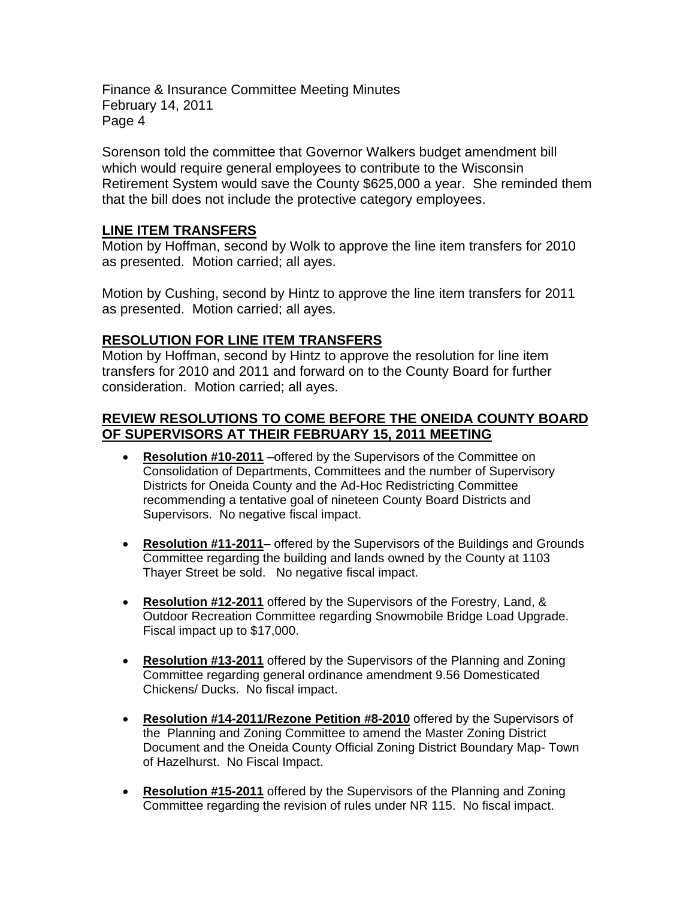Sorenson told the committee that Governor Walkers budget amendment bill which would require general employees to contribute to the Wisconsin Retirement System would save the County $625,000 a year. She reminded them that the bill does not include the protective category employees.

## LINE ITEM TRANSFERS

Motion by Hoffman, second by Wolk to approve the line item transfers for 2010 as presented. Motion carried; all ayes.

Motion by Cushing, second by Hintz to approve the line item transfers for 2011 as presented. Motion carried; all ayes.

## RESOLUTION FOR LINE ITEM TRANSFERS

Motion by Hoffman, second by Hintz to approve the resolution for line item transfers for 2010 and 2011 and forward on to the County Board for further consideration. Motion carried; all ayes.

## REVIEW RESOLUTIONS TO COME BEFORE THE ONEIDA COUNTY BOARD OF SUPERVISORS AT THEIR FEBRUARY 15, 2011 MEETING

- **Resolution #10-2011** –offered by the Supervisors of the Committee on Consolidation of Departments, Committees and the number of Supervisory Districts for Oneida County and the Ad-Hoc Redistricting Committee recommending a tentative goal of nineteen County Board Districts and Supervisors. No negative fiscal impact.

- **Resolution #11-2011**– offered by the Supervisors of the Buildings and Grounds Committee regarding the building and lands owned by the County at 1103 Thayer Street be sold. No negative fiscal impact.

- **Resolution #12-2011** offered by the Supervisors of the Forestry, Land, & Outdoor Recreation Committee regarding Snowmobile Bridge Load Upgrade. Fiscal impact up to $17,000.

- **Resolution #13-2011** offered by the Supervisors of the Planning and Zoning Committee regarding general ordinance amendment 9.56 Domesticated Chickens/ Ducks. No fiscal impact.

- **Resolution #14-2011/Rezone Petition #8-2010** offered by the Supervisors of the Planning and Zoning Committee to amend the Master Zoning District Document and the Oneida County Official Zoning District Boundary Map- Town of Hazelhurst. No Fiscal Impact.

- **Resolution #15-2011** offered by the Supervisors of the Planning and Zoning Committee regarding the revision of rules under NR 115. No fiscal impact.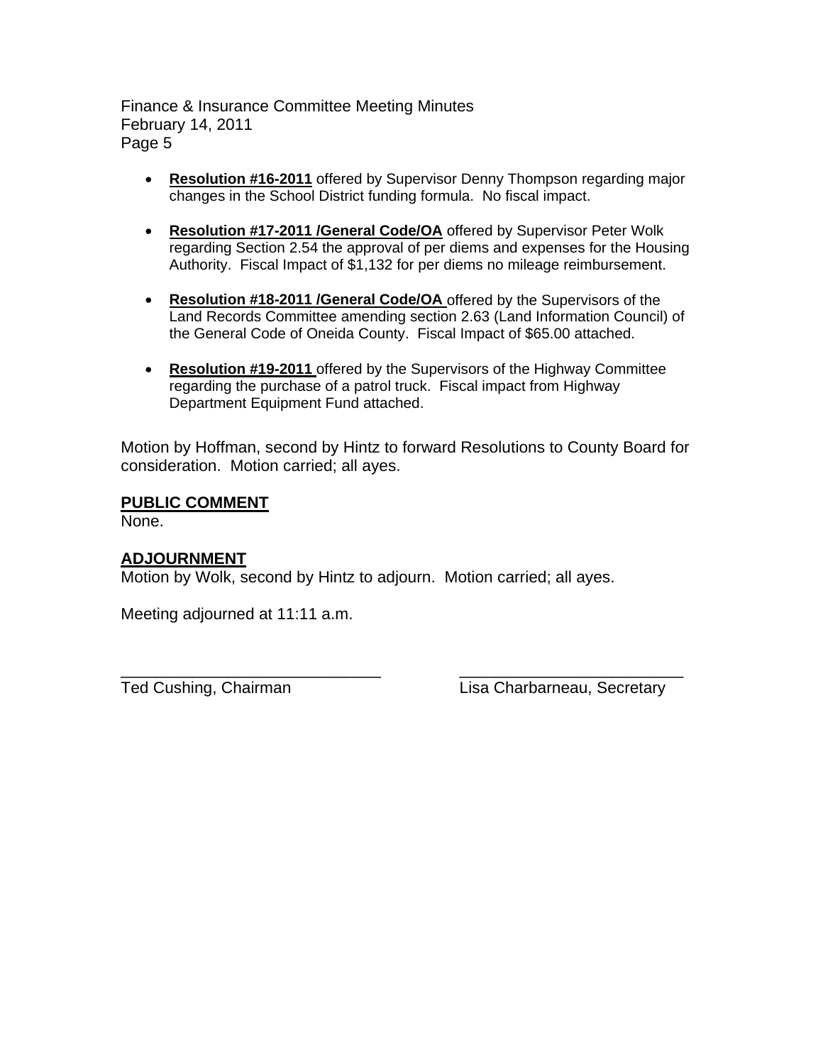- **Resolution #16-2011** offered by Supervisor Denny Thompson regarding major changes in the School District funding formula. No fiscal impact.

- **Resolution #17-2011 /General Code/OA** offered by Supervisor Peter Wolk regarding Section 2.54 the approval of per diems and expenses for the Housing Authority. Fiscal Impact of $1,132 for per diems no mileage reimbursement.

- **Resolution #18-2011 /General Code/OA** offered by the Supervisors of the Land Records Committee amending section 2.63 (Land Information Council) of the General Code of Oneida County. Fiscal Impact of $65.00 attached.

- **Resolution #19-2011** offered by the Supervisors of the Highway Committee regarding the purchase of a patrol truck. Fiscal impact from Highway Department Equipment Fund attached.

Motion by Hoffman, second by Hintz to forward Resolutions to County Board for consideration. Motion carried; all ayes.

**PUBLIC COMMENT**

None.

**ADJOURNMENT**

Motion by Wolk, second by Hintz to adjourn. Motion carried; all ayes.

Meeting adjourned at 11:11 a.m.

______________________________ Ted Cushing, Chairman

______________________________ Lisa Charbarneau, Secretary